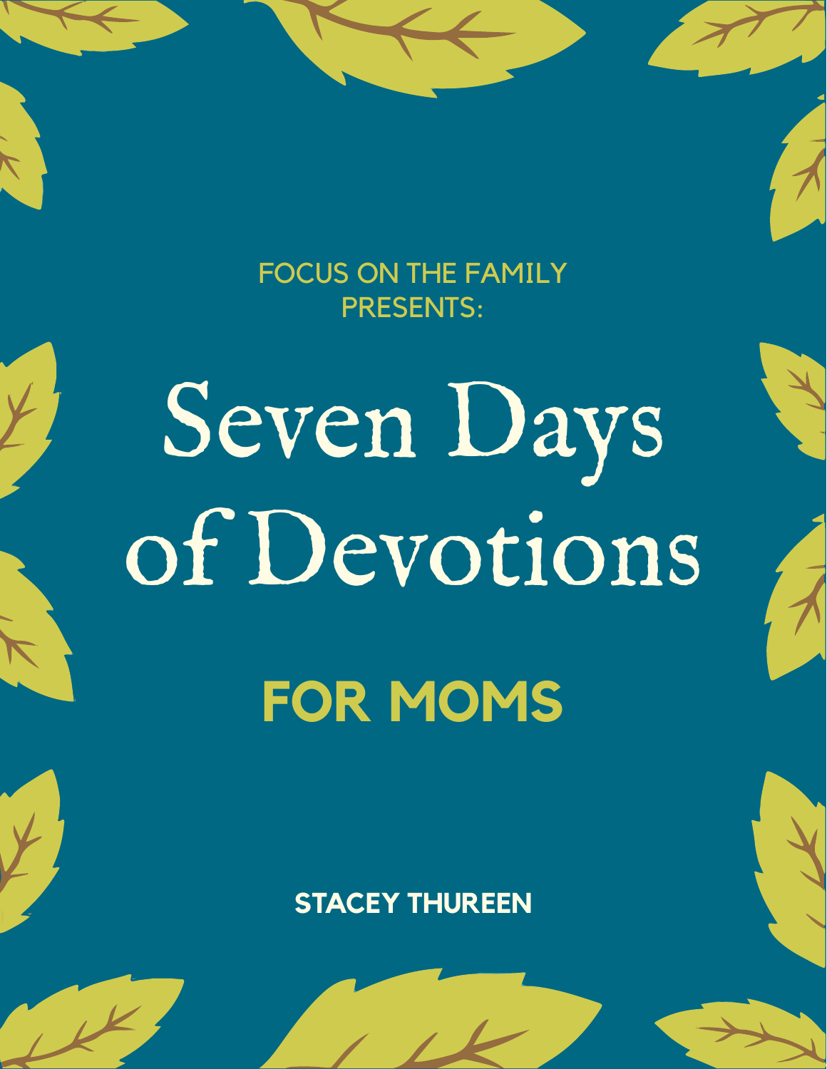FOCUS ON THE FAMILY PRESENTS:

# Seven Days of Devotions

## FOR MOMS

**STACEY THUREEN**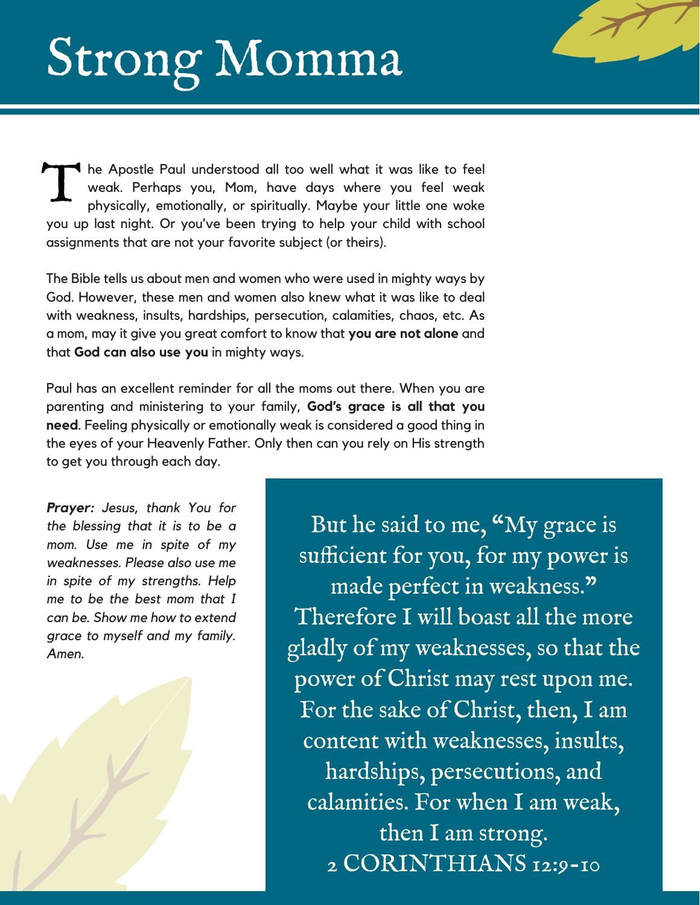# Strong Momma

The Apostle Paul understood all too well what it was like to feel weak. Perhaps you, Mom, have days where you feel weak physically, emotionally, or spiritually. Maybe your little one woke you up last night. Or you've been trying to help your child with school assignments that are not your favorite subject (or theirs).

The Bible tells us about men and women who were used in mighty ways by God. However, these men and women also knew what it was like to deal with weakness, insults, hardships, persecution, calamities, chaos, etc. As a mom, may it give you great comfort to know that **you are not alone** and that **God can also use you** in mighty ways.

Paul has an excellent reminder for all the moms out there. When you are parenting and ministering to your family, **God's grace is all that you need**. Feeling physically or emotionally weak is considered a good thing in the eyes of your Heavenly Father. Only then can you rely on His strength to get you through each day.

***Prayer:*** *Jesus, thank You for the blessing that it is to be a mom. Use me in spite of my weaknesses. Please also use me in spite of my strengths. Help me to be the best mom that I can be. Show me how to extend grace to myself and my family. Amen.*

But he said to me, "My grace is sufficient for you, for my power is made perfect in weakness." Therefore I will boast all the more gladly of my weaknesses, so that the power of Christ may rest upon me. For the sake of Christ, then, I am content with weaknesses, insults, hardships, persecutions, and calamities. For when I am weak, then I am strong.
2 CORINTHIANS 12:9-10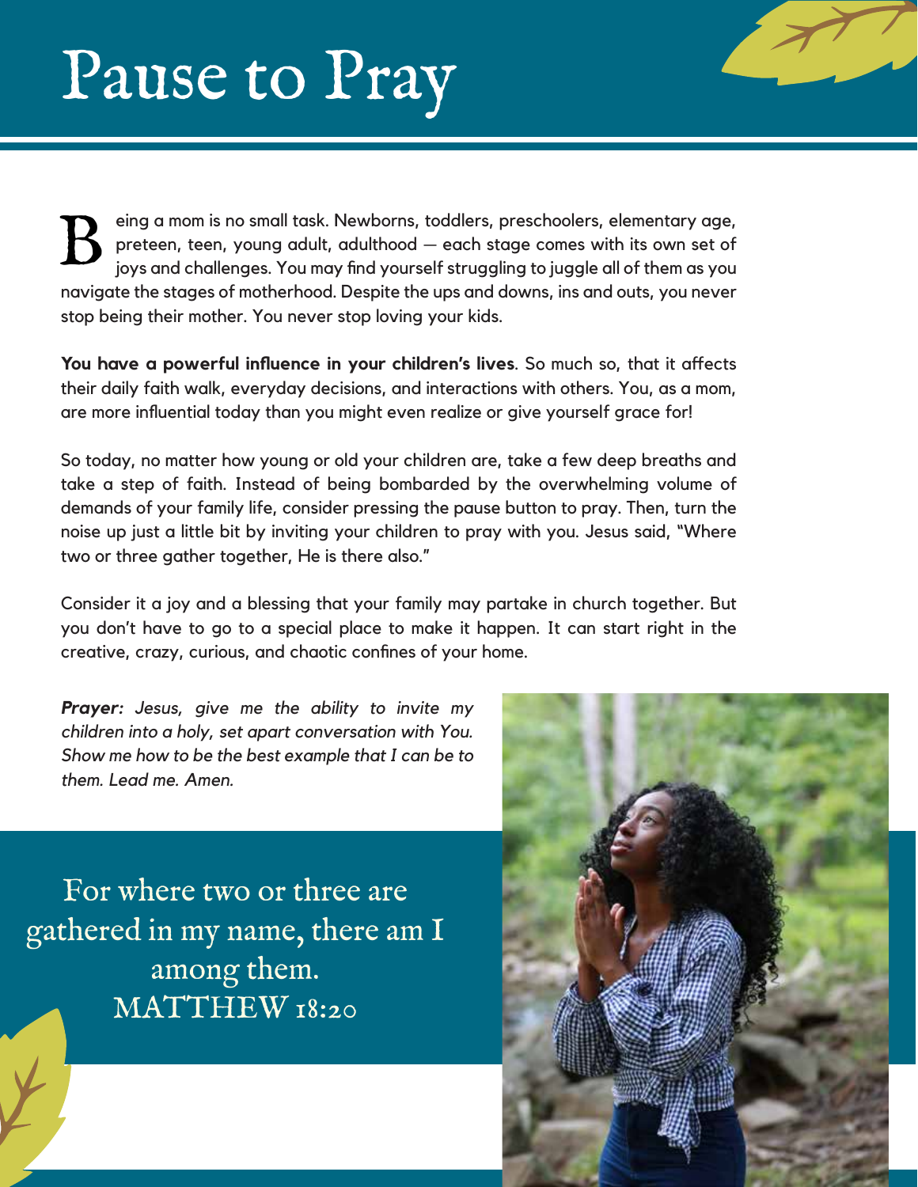# Pause to Pray

Being a mom is no small task. Newborns, toddlers, preschoolers, elementary age, preteen, teen, young adult, adulthood — each stage comes with its own set of joys and challenges. You may find yourself struggling to juggle all of them as you navigate the stages of motherhood. Despite the ups and downs, ins and outs, you never stop being their mother. You never stop loving your kids.

**You have a powerful influence in your children's lives**. So much so, that it affects their daily faith walk, everyday decisions, and interactions with others. You, as a mom, are more influential today than you might even realize or give yourself grace for!

So today, no matter how young or old your children are, take a few deep breaths and take a step of faith. Instead of being bombarded by the overwhelming volume of demands of your family life, consider pressing the pause button to pray. Then, turn the noise up just a little bit by inviting your children to pray with you. Jesus said, "Where two or three gather together, He is there also."

Consider it a joy and a blessing that your family may partake in church together. But you don't have to go to a special place to make it happen. It can start right in the creative, crazy, curious, and chaotic confines of your home.

***Prayer:*** *Jesus, give me the ability to invite my children into a holy, set apart conversation with You. Show me how to be the best example that I can be to them. Lead me. Amen.*

For where two or three are gathered in my name, there am I among them.
MATTHEW 18:20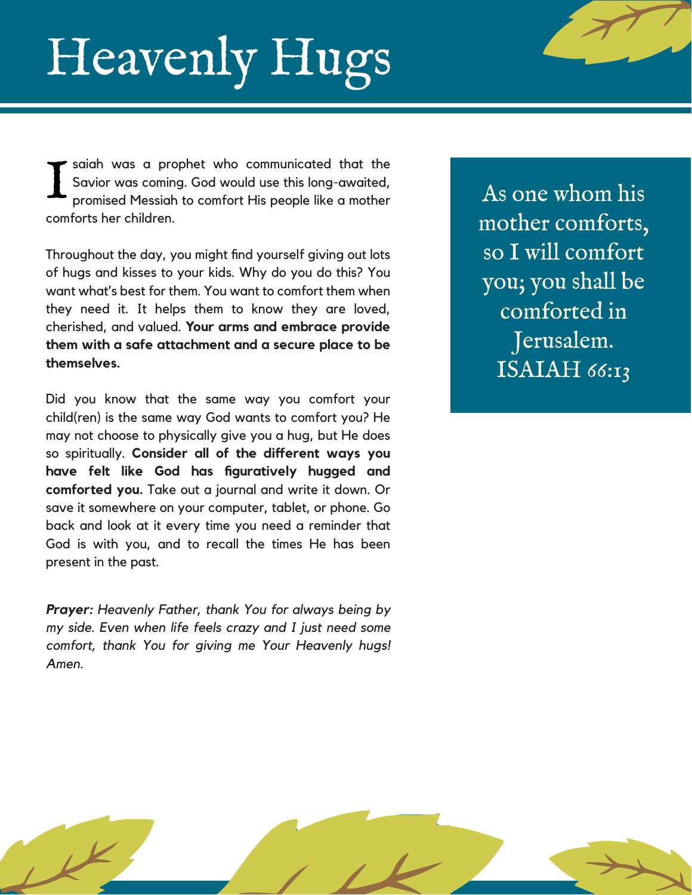# Heavenly Hugs

Isaiah was a prophet who communicated that the Savior was coming. God would use this long-awaited, promised Messiah to comfort His people like a mother comforts her children.

Throughout the day, you might find yourself giving out lots of hugs and kisses to your kids. Why do you do this? You want what's best for them. You want to comfort them when they need it. It helps them to know they are loved, cherished, and valued. **Your arms and embrace provide them with a safe attachment and a secure place to be themselves.**

Did you know that the same way you comfort your child(ren) is the same way God wants to comfort you? He may not choose to physically give you a hug, but He does so spiritually. **Consider all of the different ways you have felt like God has figuratively hugged and comforted you.** Take out a journal and write it down. Or save it somewhere on your computer, tablet, or phone. Go back and look at it every time you need a reminder that God is with you, and to recall the times He has been present in the past.

***Prayer:*** *Heavenly Father, thank You for always being by my side. Even when life feels crazy and I just need some comfort, thank You for giving me Your Heavenly hugs! Amen.*

> As one whom his mother comforts, so I will comfort you; you shall be comforted in Jerusalem.
> ISAIAH 66:13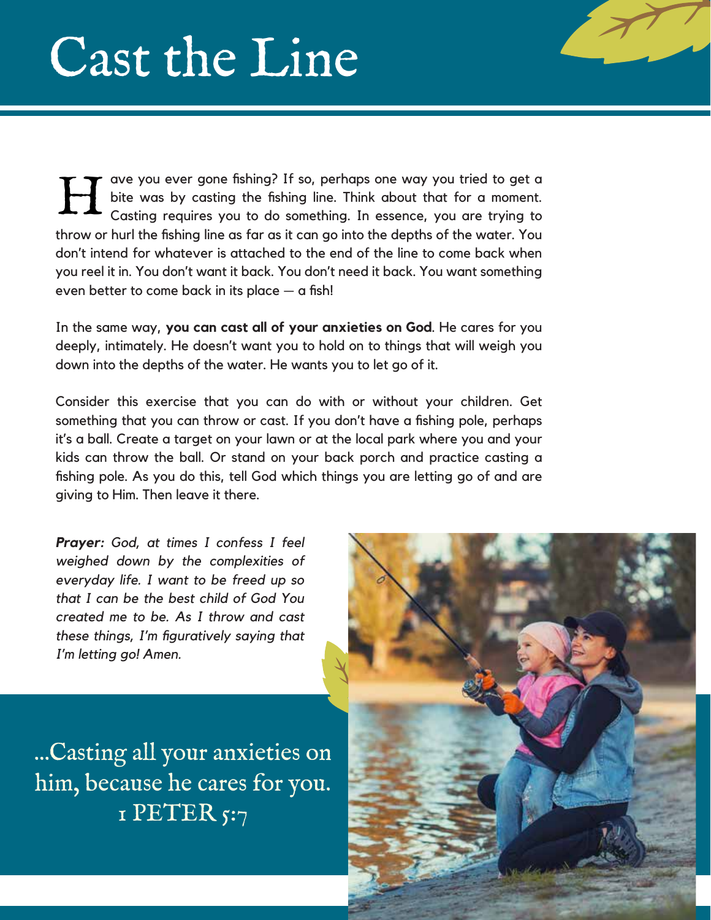# Cast the Line

Have you ever gone fishing? If so, perhaps one way you tried to get a bite was by casting the fishing line. Think about that for a moment. Casting requires you to do something. In essence, you are trying to throw or hurl the fishing line as far as it can go into the depths of the water. You don't intend for whatever is attached to the end of the line to come back when you reel it in. You don't want it back. You don't need it back. You want something even better to come back in its place — a fish!

In the same way, **you can cast all of your anxieties on God**. He cares for you deeply, intimately. He doesn't want you to hold on to things that will weigh you down into the depths of the water. He wants you to let go of it.

Consider this exercise that you can do with or without your children. Get something that you can throw or cast. If you don't have a fishing pole, perhaps it's a ball. Create a target on your lawn or at the local park where you and your kids can throw the ball. Or stand on your back porch and practice casting a fishing pole. As you do this, tell God which things you are letting go of and are giving to Him. Then leave it there.

***Prayer:*** *God, at times I confess I feel weighed down by the complexities of everyday life. I want to be freed up so that I can be the best child of God You created me to be. As I throw and cast these things, I'm figuratively saying that I'm letting go! Amen.*

...Casting all your anxieties on him, because he cares for you.
1 PETER 5:7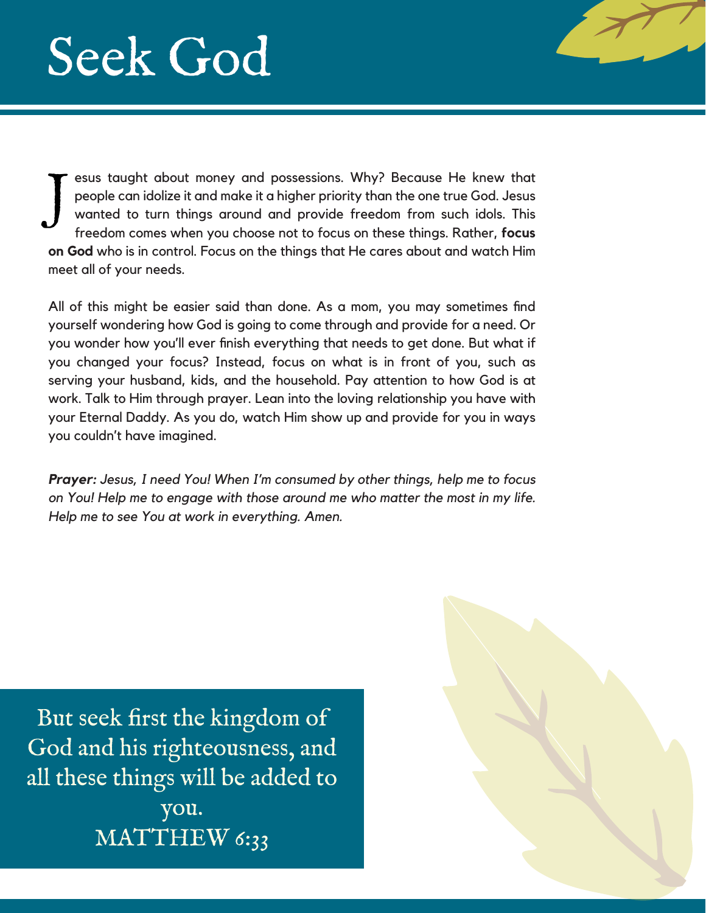# Seek God

Jesus taught about money and possessions. Why? Because He knew that people can idolize it and make it a higher priority than the one true God. Jesus wanted to turn things around and provide freedom from such idols. This freedom comes when you choose not to focus on these things. Rather, **focus on God** who is in control. Focus on the things that He cares about and watch Him meet all of your needs.

All of this might be easier said than done. As a mom, you may sometimes find yourself wondering how God is going to come through and provide for a need. Or you wonder how you'll ever finish everything that needs to get done. But what if you changed your focus? Instead, focus on what is in front of you, such as serving your husband, kids, and the household. Pay attention to how God is at work. Talk to Him through prayer. Lean into the loving relationship you have with your Eternal Daddy. As you do, watch Him show up and provide for you in ways you couldn't have imagined.

***Prayer:*** *Jesus, I need You! When I'm consumed by other things, help me to focus on You! Help me to engage with those around me who matter the most in my life. Help me to see You at work in everything. Amen.*

But seek first the kingdom of God and his righteousness, and all these things will be added to you.
MATTHEW 6:33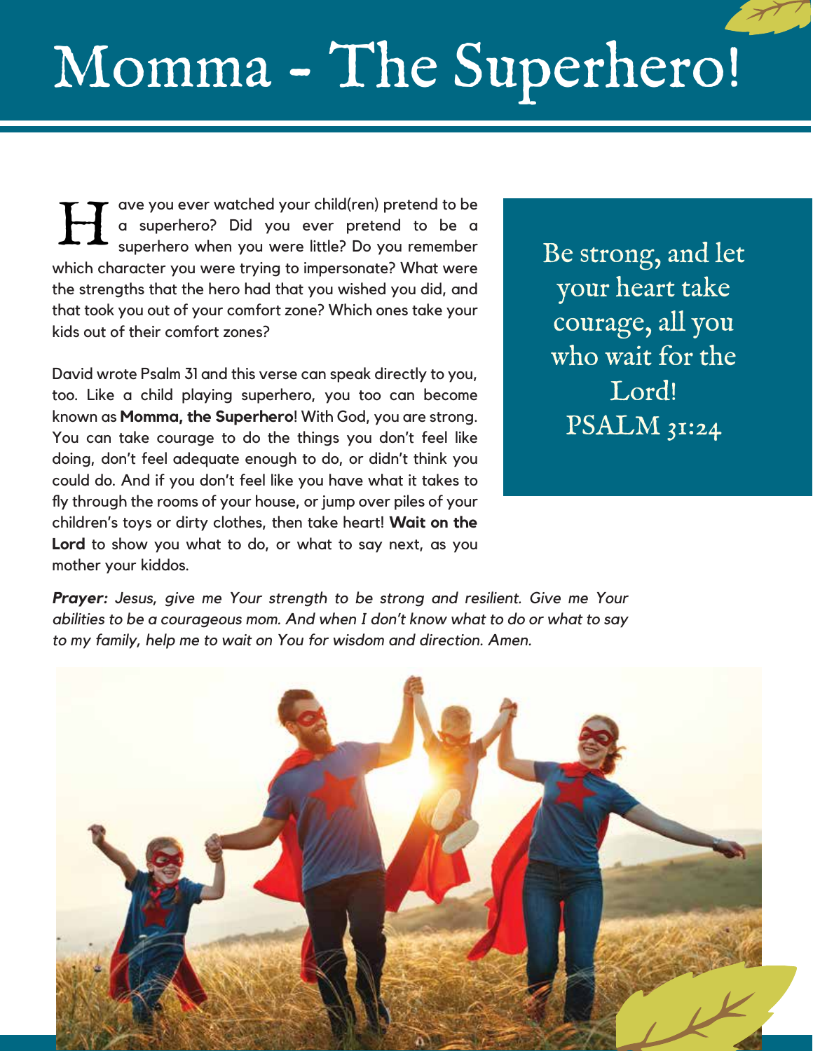# Momma - The Superhero!

Have you ever watched your child(ren) pretend to be a superhero? Did you ever pretend to be a superhero when you were little? Do you remember which character you were trying to impersonate? What were the strengths that the hero had that you wished you did, and that took you out of your comfort zone? Which ones take your kids out of their comfort zones?

Be strong, and let your heart take courage, all you who wait for the Lord!
PSALM 31:24

David wrote Psalm 31 and this verse can speak directly to you, too. Like a child playing superhero, you too can become known as **Momma, the Superhero**! With God, you are strong. You can take courage to do the things you don't feel like doing, don't feel adequate enough to do, or didn't think you could do. And if you don't feel like you have what it takes to fly through the rooms of your house, or jump over piles of your children's toys or dirty clothes, then take heart! **Wait on the Lord** to show you what to do, or what to say next, as you mother your kiddos.

***Prayer:*** *Jesus, give me Your strength to be strong and resilient. Give me Your abilities to be a courageous mom. And when I don't know what to do or what to say to my family, help me to wait on You for wisdom and direction. Amen.*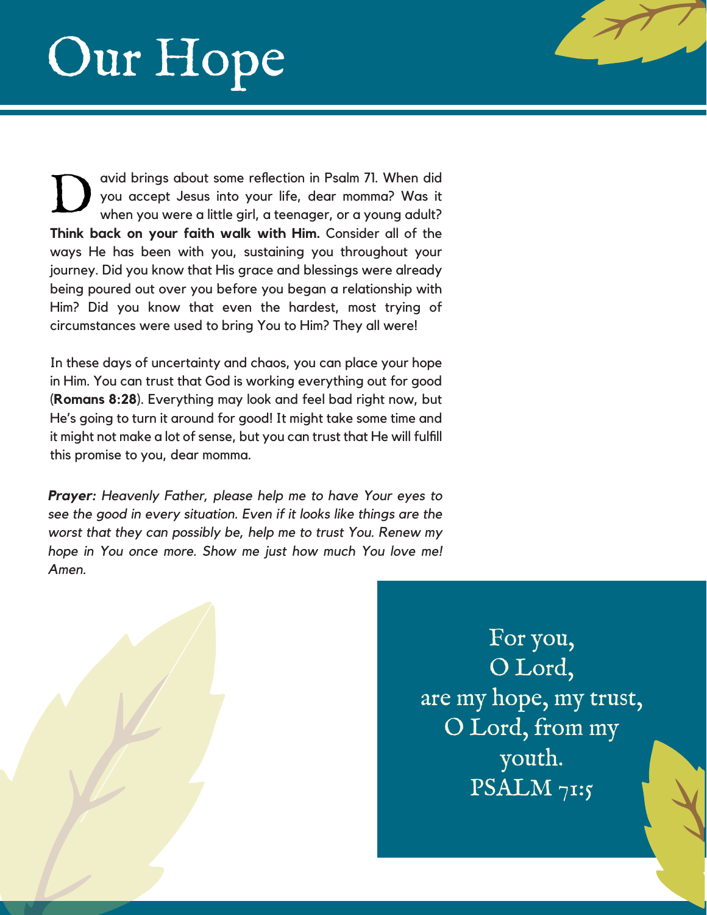# Our Hope

David brings about some reflection in Psalm 71. When did you accept Jesus into your life, dear momma? Was it when you were a little girl, a teenager, or a young adult? **Think back on your faith walk with Him.** Consider all of the ways He has been with you, sustaining you throughout your journey. Did you know that His grace and blessings were already being poured out over you before you began a relationship with Him? Did you know that even the hardest, most trying of circumstances were used to bring You to Him? They all were!

In these days of uncertainty and chaos, you can place your hope in Him. You can trust that God is working everything out for good (**Romans 8:28**). Everything may look and feel bad right now, but He's going to turn it around for good! It might take some time and it might not make a lot of sense, but you can trust that He will fulfill this promise to you, dear momma.

***Prayer:*** *Heavenly Father, please help me to have Your eyes to see the good in every situation. Even if it looks like things are the worst that they can possibly be, help me to trust You. Renew my hope in You once more. Show me just how much You love me! Amen.*

For you,
O Lord,
are my hope, my trust,
O Lord, from my
youth.
PSALM 71:5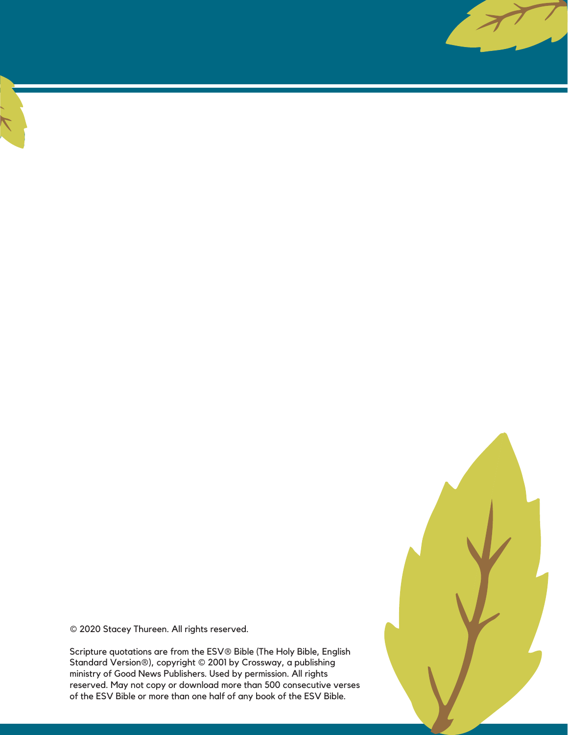© 2020 Stacey Thureen. All rights reserved.

Scripture quotations are from the ESV® Bible (The Holy Bible, English Standard Version®), copyright © 2001 by Crossway, a publishing ministry of Good News Publishers. Used by permission. All rights reserved. May not copy or download more than 500 consecutive verses of the ESV Bible or more than one half of any book of the ESV Bible.